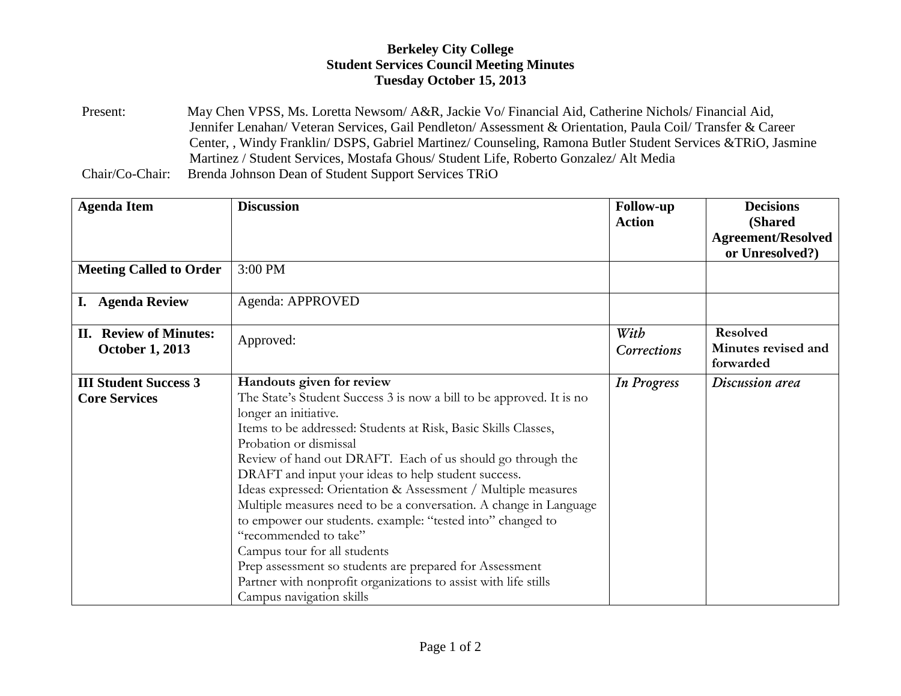**Berkeley City College**
**Student Services Council Meeting Minutes**
**Tuesday October 15, 2013**

Present: May Chen VPSS, Ms. Loretta Newsom/ A&R, Jackie Vo/ Financial Aid, Catherine Nichols/ Financial Aid, Jennifer Lenahan/ Veteran Services, Gail Pendleton/ Assessment & Orientation, Paula Coil/ Transfer & Career Center, , Windy Franklin/ DSPS, Gabriel Martinez/ Counseling, Ramona Butler Student Services &TRiO, Jasmine Martinez / Student Services, Mostafa Ghous/ Student Life, Roberto Gonzalez/ Alt Media

Chair/Co-Chair: Brenda Johnson Dean of Student Support Services TRiO

| Agenda Item | Discussion | Follow-up Action | Decisions (Shared Agreement/Resolved or Unresolved?) |
|---|---|---|---|
| **Meeting Called to Order** | 3:00 PM | | |
| **I. Agenda Review** | Agenda: APPROVED | | |
| **II. Review of Minutes: October 1, 2013** | Approved: | *With Corrections* | **Resolved Minutes revised and forwarded** |
| **III Student Success 3 Core Services** | **Handouts given for review**<br>The State's Student Success 3 is now a bill to be approved. It is no longer an initiative.<br>Items to be addressed: Students at Risk, Basic Skills Classes, Probation or dismissal<br>Review of hand out DRAFT. Each of us should go through the DRAFT and input your ideas to help student success.<br>Ideas expressed: Orientation & Assessment / Multiple measures<br>Multiple measures need to be a conversation. A change in Language to empower our students. example: "tested into" changed to "recommended to take"<br>Campus tour for all students<br>Prep assessment so students are prepared for Assessment<br>Partner with nonprofit organizations to assist with life stills<br>Campus navigation skills | *In Progress* | *Discussion area* |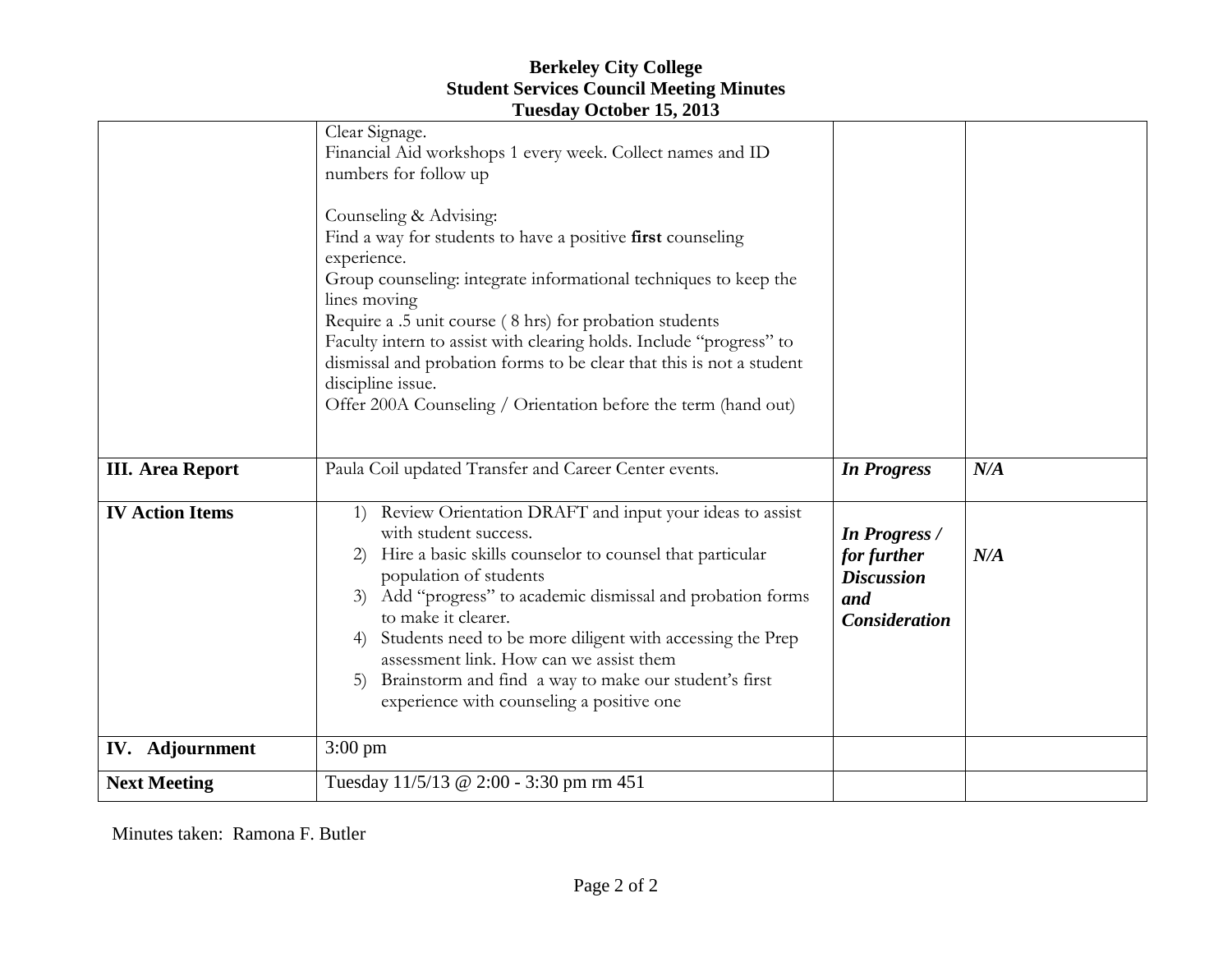**Berkeley City College**
**Student Services Council Meeting Minutes**
**Tuesday October 15, 2013**

| | | | |
|---|---|---|---|
| | Clear Signage.<br>Financial Aid workshops 1 every week. Collect names and ID numbers for follow up<br><br>Counseling & Advising:<br>Find a way for students to have a positive **first** counseling experience.<br>Group counseling: integrate informational techniques to keep the lines moving<br>Require a .5 unit course ( 8 hrs) for probation students<br>Faculty intern to assist with clearing holds. Include "progress" to dismissal and probation forms to be clear that this is not a student discipline issue.<br>Offer 200A Counseling / Orientation before the term (hand out) | | |
| **III. Area Report** | Paula Coil updated Transfer and Career Center events. | ***In Progress*** | ***N/A*** |
| **IV Action Items** | 1) Review Orientation DRAFT and input your ideas to assist with student success.<br>2) Hire a basic skills counselor to counsel that particular population of students<br>3) Add "progress" to academic dismissal and probation forms to make it clearer.<br>4) Students need to be more diligent with accessing the Prep assessment link. How can we assist them<br>5) Brainstorm and find a way to make our student's first experience with counseling a positive one | ***In Progress / for further Discussion and Consideration*** | ***N/A*** |
| **IV. Adjournment** | 3:00 pm | | |
| **Next Meeting** | Tuesday 11/5/13 @ 2:00 - 3:30 pm rm 451 | | |

Minutes taken: Ramona F. Butler